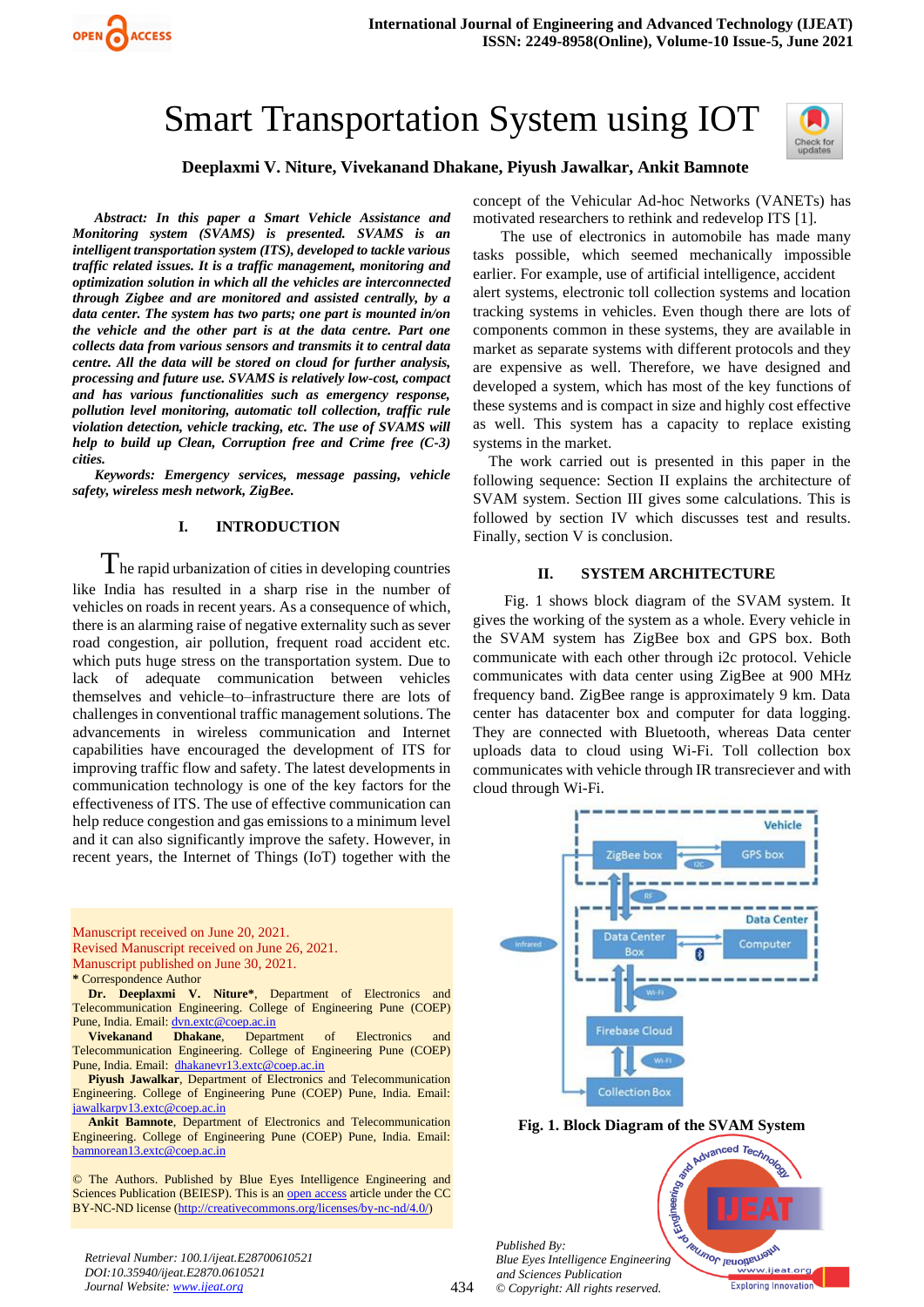# Smart Transportation System using IOT

**Deeplaxmi V. Niture, Vivekanand Dhakane, Piyush Jawalkar, Ankit Bamnote**

***Abstract: In this paper a Smart Vehicle Assistance and Monitoring system (SVAMS) is presented. SVAMS is an intelligent transportation system (ITS), developed to tackle various traffic related issues. It is a traffic management, monitoring and optimization solution in which all the vehicles are interconnected through Zigbee and are monitored and assisted centrally, by a data center. The system has two parts; one part is mounted in/on the vehicle and the other part is at the data centre. Part one collects data from various sensors and transmits it to central data centre. All the data will be stored on cloud for further analysis, processing and future use. SVAMS is relatively low-cost, compact and has various functionalities such as emergency response, pollution level monitoring, automatic toll collection, traffic rule violation detection, vehicle tracking, etc. The use of SVAMS will help to build up Clean, Corruption free and Crime free (C-3) cities.***

***Keywords: Emergency services, message passing, vehicle safety, wireless mesh network, ZigBee.***

## I. INTRODUCTION

The rapid urbanization of cities in developing countries like India has resulted in a sharp rise in the number of vehicles on roads in recent years. As a consequence of which, there is an alarming raise of negative externality such as sever road congestion, air pollution, frequent road accident etc. which puts huge stress on the transportation system. Due to lack of adequate communication between vehicles themselves and vehicle–to–infrastructure there are lots of challenges in conventional traffic management solutions. The advancements in wireless communication and Internet capabilities have encouraged the development of ITS for improving traffic flow and safety. The latest developments in communication technology is one of the key factors for the effectiveness of ITS. The use of effective communication can help reduce congestion and gas emissions to a minimum level and it can also significantly improve the safety. However, in recent years, the Internet of Things (IoT) together with the concept of the Vehicular Ad-hoc Networks (VANETs) has motivated researchers to rethink and redevelop ITS [1].

The use of electronics in automobile has made many tasks possible, which seemed mechanically impossible earlier. For example, use of artificial intelligence, accident alert systems, electronic toll collection systems and location tracking systems in vehicles. Even though there are lots of components common in these systems, they are available in market as separate systems with different protocols and they are expensive as well. Therefore, we have designed and developed a system, which has most of the key functions of these systems and is compact in size and highly cost effective as well. This system has a capacity to replace existing systems in the market.

The work carried out is presented in this paper in the following sequence: Section II explains the architecture of SVAM system. Section III gives some calculations. This is followed by section IV which discusses test and results. Finally, section V is conclusion.

## II. SYSTEM ARCHITECTURE

Fig. 1 shows block diagram of the SVAM system. It gives the working of the system as a whole. Every vehicle in the SVAM system has ZigBee box and GPS box. Both communicate with each other through i2c protocol. Vehicle communicates with data center using ZigBee at 900 MHz frequency band. ZigBee range is approximately 9 km. Data center has datacenter box and computer for data logging. They are connected with Bluetooth, whereas Data center uploads data to cloud using Wi-Fi. Toll collection box communicates with vehicle through IR transreciever and with cloud through Wi-Fi.

**Fig. 1. Block Diagram of the SVAM System**

Manuscript received on June 20, 2021.
Revised Manuscript received on June 26, 2021.
Manuscript published on June 30, 2021.
\* Correspondence Author

**Dr. Deeplaxmi V. Niture\***, Department of Electronics and Telecommunication Engineering. College of Engineering Pune (COEP) Pune, India. Email: dvn.extc@coep.ac.in

**Vivekanand Dhakane**, Department of Electronics and Telecommunication Engineering. College of Engineering Pune (COEP) Pune, India. Email: dhakanevr13.extc@coep.ac.in

**Piyush Jawalkar**, Department of Electronics and Telecommunication Engineering. College of Engineering Pune (COEP) Pune, India. Email: jawalkarpv13.extc@coep.ac.in

**Ankit Bamnote**, Department of Electronics and Telecommunication Engineering. College of Engineering Pune (COEP) Pune, India. Email: bamnorean13.extc@coep.ac.in

© The Authors. Published by Blue Eyes Intelligence Engineering and Sciences Publication (BEIESP). This is an open access article under the CC BY-NC-ND license (http://creativecommons.org/licenses/by-nc-nd/4.0/)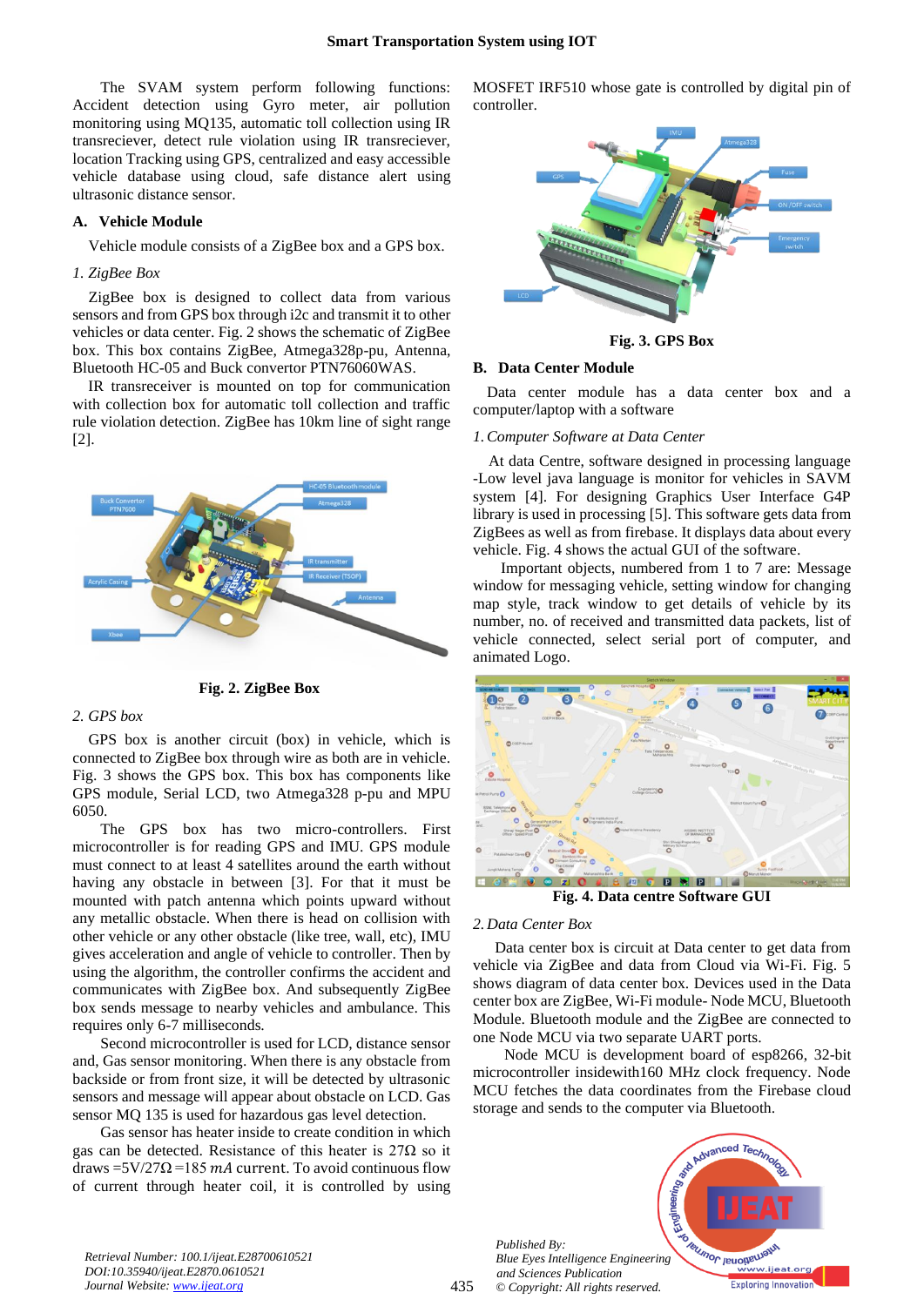The SVAM system perform following functions: Accident detection using Gyro meter, air pollution monitoring using MQ135, automatic toll collection using IR transreciever, detect rule violation using IR transreciever, location Tracking using GPS, centralized and easy accessible vehicle database using cloud, safe distance alert using ultrasonic distance sensor.

## A. Vehicle Module

Vehicle module consists of a ZigBee box and a GPS box.

### *1. ZigBee Box*

ZigBee box is designed to collect data from various sensors and from GPS box through i2c and transmit it to other vehicles or data center. Fig. 2 shows the schematic of ZigBee box. This box contains ZigBee, Atmega328p-pu, Antenna, Bluetooth HC-05 and Buck convertor PTN76060WAS.

IR transreceiver is mounted on top for communication with collection box for automatic toll collection and traffic rule violation detection. ZigBee has 10km line of sight range [2].

**Fig. 2. ZigBee Box**

### *2. GPS box*

GPS box is another circuit (box) in vehicle, which is connected to ZigBee box through wire as both are in vehicle. Fig. 3 shows the GPS box. This box has components like GPS module, Serial LCD, two Atmega328 p-pu and MPU 6050.

The GPS box has two micro-controllers. First microcontroller is for reading GPS and IMU. GPS module must connect to at least 4 satellites around the earth without having any obstacle in between [3]. For that it must be mounted with patch antenna which points upward without any metallic obstacle. When there is head on collision with other vehicle or any other obstacle (like tree, wall, etc), IMU gives acceleration and angle of vehicle to controller. Then by using the algorithm, the controller confirms the accident and communicates with ZigBee box. And subsequently ZigBee box sends message to nearby vehicles and ambulance. This requires only 6-7 milliseconds.

Second microcontroller is used for LCD, distance sensor and, Gas sensor monitoring. When there is any obstacle from backside or from front size, it will be detected by ultrasonic sensors and message will appear about obstacle on LCD. Gas sensor MQ 135 is used for hazardous gas level detection.

Gas sensor has heater inside to create condition in which gas can be detected. Resistance of this heater is 27Ω so it draws $=5V/27\Omega=185\ mA$ current. To avoid continuous flow of current through heater coil, it is controlled by using MOSFET IRF510 whose gate is controlled by digital pin of controller.

**Fig. 3. GPS Box**

## B. Data Center Module

Data center module has a data center box and a computer/laptop with a software

### *1. Computer Software at Data Center*

At data Centre, software designed in processing language -Low level java language is monitor for vehicles in SAVM system [4]. For designing Graphics User Interface G4P library is used in processing [5]. This software gets data from ZigBees as well as from firebase. It displays data about every vehicle. Fig. 4 shows the actual GUI of the software.

Important objects, numbered from 1 to 7 are: Message window for messaging vehicle, setting window for changing map style, track window to get details of vehicle by its number, no. of received and transmitted data packets, list of vehicle connected, select serial port of computer, and animated Logo.

**Fig. 4. Data centre Software GUI**

### *2. Data Center Box*

Data center box is circuit at Data center to get data from vehicle via ZigBee and data from Cloud via Wi-Fi. Fig. 5 shows diagram of data center box. Devices used in the Data center box are ZigBee, Wi-Fi module- Node MCU, Bluetooth Module. Bluetooth module and the ZigBee are connected to one Node MCU via two separate UART ports.

Node MCU is development board of esp8266, 32-bit microcontroller insidewith160 MHz clock frequency. Node MCU fetches the data coordinates from the Firebase cloud storage and sends to the computer via Bluetooth.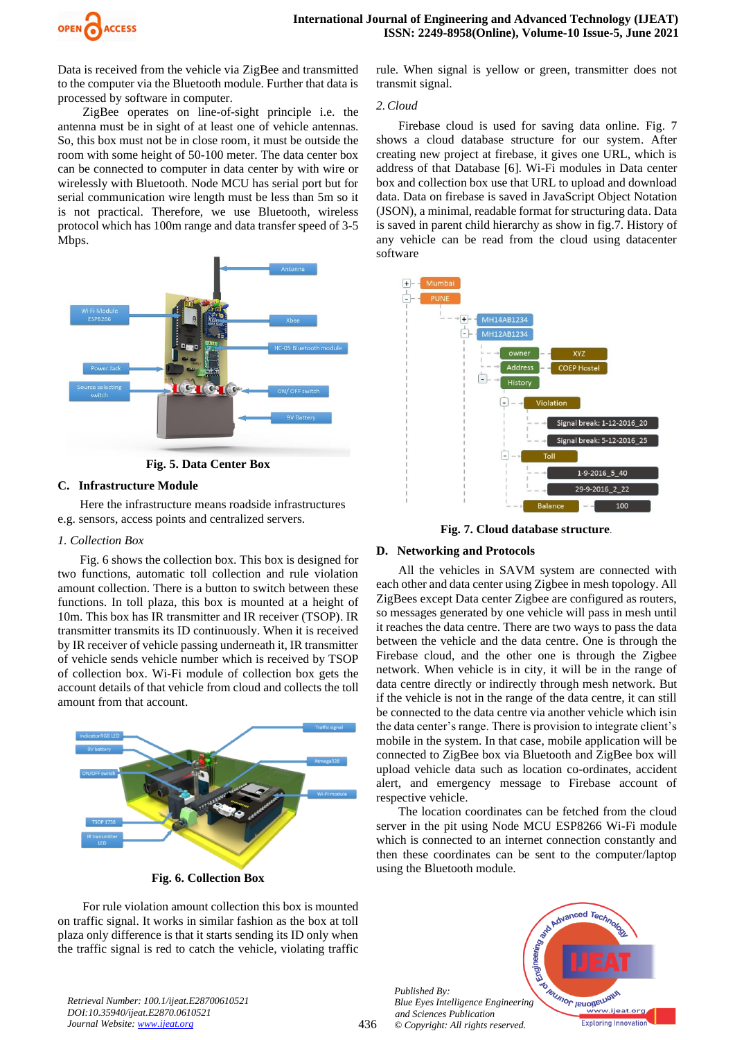Data is received from the vehicle via ZigBee and transmitted to the computer via the Bluetooth module. Further that data is processed by software in computer.

ZigBee operates on line-of-sight principle i.e. the antenna must be in sight of at least one of vehicle antennas. So, this box must not be in close room, it must be outside the room with some height of 50-100 meter. The data center box can be connected to computer in data center by with wire or wirelessly with Bluetooth. Node MCU has serial port but for serial communication wire length must be less than 5m so it is not practical. Therefore, we use Bluetooth, wireless protocol which has 100m range and data transfer speed of 3-5 Mbps.

**Fig. 5. Data Center Box**

### C. Infrastructure Module

Here the infrastructure means roadside infrastructures e.g. sensors, access points and centralized servers.

*1. Collection Box*

Fig. 6 shows the collection box. This box is designed for two functions, automatic toll collection and rule violation amount collection. There is a button to switch between these functions. In toll plaza, this box is mounted at a height of 10m. This box has IR transmitter and IR receiver (TSOP). IR transmitter transmits its ID continuously. When it is received by IR receiver of vehicle passing underneath it, IR transmitter of vehicle sends vehicle number which is received by TSOP of collection box. Wi-Fi module of collection box gets the account details of that vehicle from cloud and collects the toll amount from that account.

**Fig. 6. Collection Box**

For rule violation amount collection this box is mounted on traffic signal. It works in similar fashion as the box at toll plaza only difference is that it starts sending its ID only when the traffic signal is red to catch the vehicle, violating traffic rule. When signal is yellow or green, transmitter does not transmit signal.

*2. Cloud*

Firebase cloud is used for saving data online. Fig. 7 shows a cloud database structure for our system. After creating new project at firebase, it gives one URL, which is address of that Database [6]. Wi-Fi modules in Data center box and collection box use that URL to upload and download data. Data on firebase is saved in JavaScript Object Notation (JSON), a minimal, readable format for structuring data. Data is saved in parent child hierarchy as show in fig.7. History of any vehicle can be read from the cloud using datacenter software

**Fig. 7. Cloud database structure**.

### D. Networking and Protocols

All the vehicles in SAVM system are connected with each other and data center using Zigbee in mesh topology. All ZigBees except Data center Zigbee are configured as routers, so messages generated by one vehicle will pass in mesh until it reaches the data centre. There are two ways to pass the data between the vehicle and the data centre. One is through the Firebase cloud, and the other one is through the Zigbee network. When vehicle is in city, it will be in the range of data centre directly or indirectly through mesh network. But if the vehicle is not in the range of the data centre, it can still be connected to the data centre via another vehicle which isin the data center's range. There is provision to integrate client's mobile in the system. In that case, mobile application will be connected to ZigBee box via Bluetooth and ZigBee box will upload vehicle data such as location co-ordinates, accident alert, and emergency message to Firebase account of respective vehicle.

The location coordinates can be fetched from the cloud server in the pit using Node MCU ESP8266 Wi-Fi module which is connected to an internet connection constantly and then these coordinates can be sent to the computer/laptop using the Bluetooth module.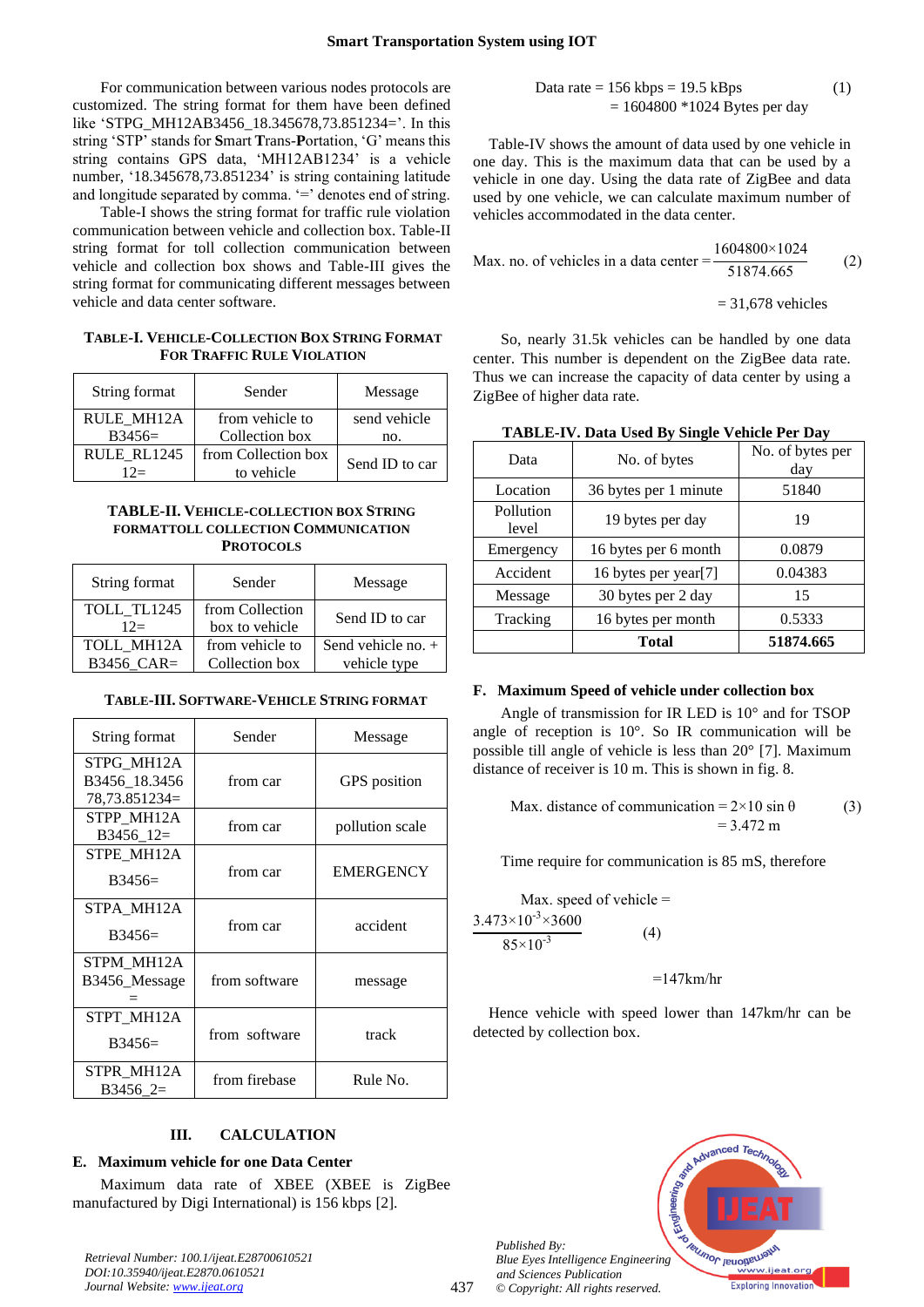For communication between various nodes protocols are customized. The string format for this have been defined like 'STPG_MH12AB3456_18.345678,73.851234='. In this string 'STP' stands for **S**mart **T**rans-**P**ortation, 'G' means this string contains GPS data, 'MH12AB1234' is a vehicle number, '18.345678,73.851234' is string containing latitude and longitude separated by comma. '=' denotes end of string.

Table-I shows the string format for traffic rule violation communication between vehicle and collection box. Table-II string format for toll collection communication between vehicle and collection box shows and Table-III gives the string format for communicating different messages between vehicle and data center software.

**TABLE-I. VEHICLE-COLLECTION BOX STRING FORMAT FOR TRAFFIC RULE VIOLATION**

| String format | Sender | Message |
|---|---|---|
| RULE_MH12AB3456= | from vehicle to Collection box | send vehicle no. |
| RULE_RL124512= | from Collection box to vehicle | Send ID to car |

**TABLE-II. VEHICLE-COLLECTION BOX STRING FORMATTOLL COLLECTION COMMUNICATION PROTOCOLS**

| String format | Sender | Message |
|---|---|---|
| TOLL_TL124512= | from Collection box to vehicle | Send ID to car |
| TOLL_MH12AB3456_CAR= | from vehicle to Collection box | Send vehicle no. + vehicle type |

**TABLE-III. SOFTWARE-VEHICLE STRING FORMAT**

| String format | Sender | Message |
|---|---|---|
| STPG_MH12AB3456_18.345678,73.851234= | from car | GPS position |
| STPP_MH12AB3456_12= | from car | pollution scale |
| STPE_MH12AB3456= | from car | EMERGENCY |
| STPA_MH12AB3456= | from car | accident |
| STPM_MH12AB3456_Message= | from software | message |
| STPT_MH12AB3456= | from software | track |
| STPR_MH12AB3456_2= | from firebase | Rule No. |

## III. CALCULATION

### E. Maximum vehicle for one Data Center

Maximum data rate of XBEE (XBEE is ZigBee manufactured by Digi International) is 156 kbps [2].

$$\text{Data rate} = 156 \text{ kbps} = 19.5 \text{ kBps} \quad (1)$$
$$= 1604800 * 1024 \text{ Bytes per day}$$

Table-IV shows the amount of data used by one vehicle in one day. This is the maximum data that can be used by a vehicle in one day. Using the data rate of ZigBee and data used by one vehicle, we can calculate maximum number of vehicles accommodated in the data center.

$$\text{Max. no. of vehicles in a data center} = \frac{1604800 \times 1024}{51874.665} \quad (2)$$
$$= 31{,}678 \text{ vehicles}$$

So, nearly 31.5k vehicles can be handled by one data center. This number is dependent on the ZigBee data rate. Thus we can increase the capacity of data center by using a ZigBee of higher data rate.

**TABLE-IV. Data Used By Single Vehicle Per Day**

| Data | No. of bytes | No. of bytes per day |
|---|---|---|
| Location | 36 bytes per 1 minute | 51840 |
| Pollution level | 19 bytes per day | 19 |
| Emergency | 16 bytes per 6 month | 0.0879 |
| Accident | 16 bytes per year[7] | 0.04383 |
| Message | 30 bytes per 2 day | 15 |
| Tracking | 16 bytes per month | 0.5333 |
| | **Total** | **51874.665** |

### F. Maximum Speed of vehicle under collection box

Angle of transmission for IR LED is 10° and for TSOP angle of reception is 10°. So IR communication will be possible till angle of vehicle is less than 20° [7]. Maximum distance of receiver is 10 m. This is shown in fig. 8.

$$\text{Max. distance of communication} = 2 \times 10 \sin\theta \quad (3)$$
$$= 3.472 \text{ m}$$

Time require for communication is 85 mS, therefore

$$\text{Max. speed of vehicle} = \frac{3.473 \times 10^{-3} \times 3600}{85 \times 10^{-3}} \quad (4)$$
$$= 147 \text{km/hr}$$

Hence vehicle with speed lower than 147km/hr can be detected by collection box.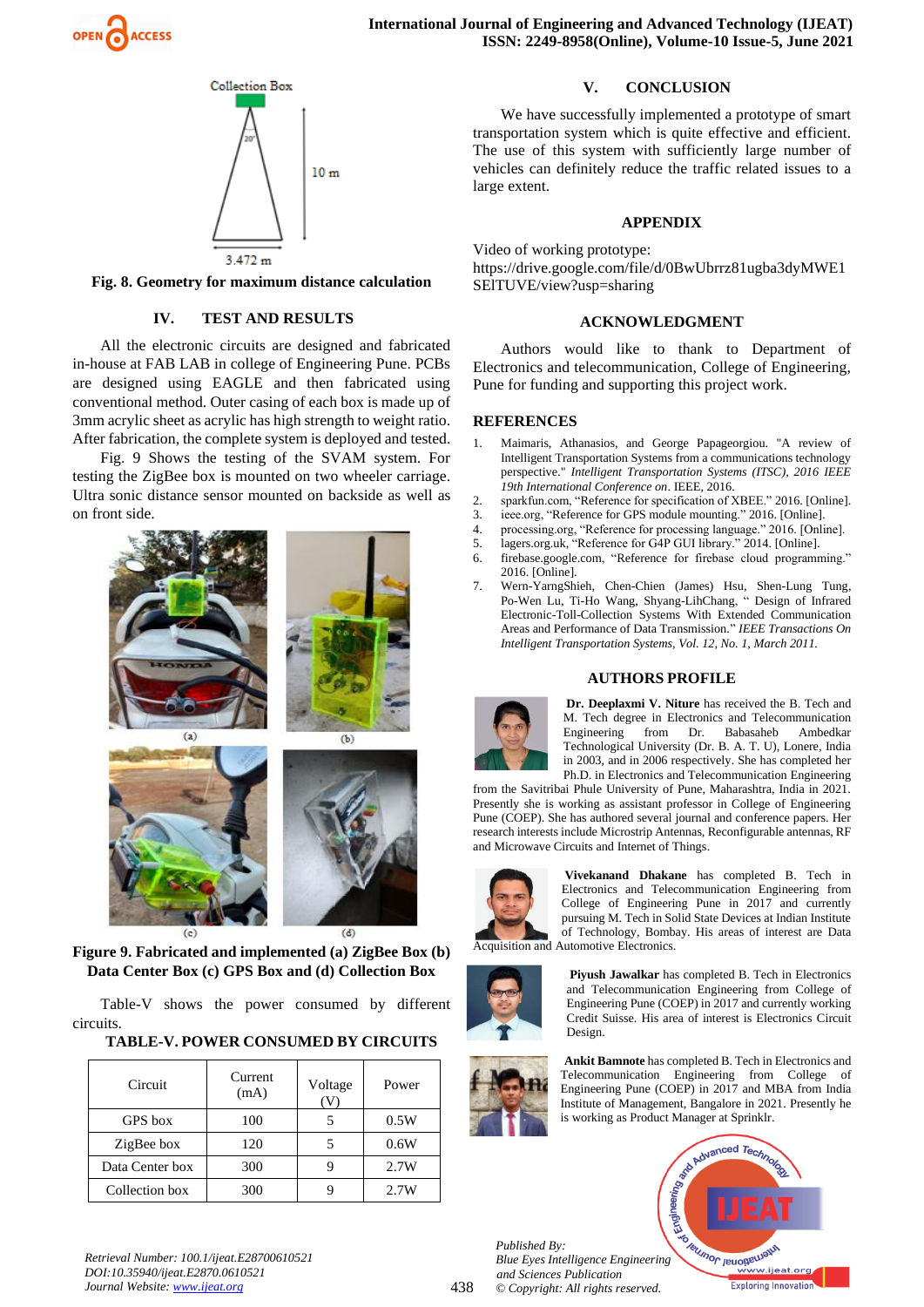Collection Box

20°

10 m

3.472 m

**Fig. 8. Geometry for maximum distance calculation**

## IV. TEST AND RESULTS

All the electronic circuits are designed and fabricated in-house at FAB LAB in college of Engineering Pune. PCBs are designed using EAGLE and then fabricated using conventional method. Outer casing of each box is made up of 3mm acrylic sheet as acrylic has high strength to weight ratio. After fabrication, the complete system is deployed and tested.

Fig. 9 Shows the testing of the SVAM system. For testing the ZigBee box is mounted on two wheeler carriage. Ultra sonic distance sensor mounted on backside as well as on front side.

**Figure 9. Fabricated and implemented (a) ZigBee Box (b) Data Center Box (c) GPS Box and (d) Collection Box**

Table-V shows the power consumed by different circuits.

**TABLE-V. POWER CONSUMED BY CIRCUITS**

| Circuit | Current (mA) | Voltage (V) | Power |
|---|---|---|---|
| GPS box | 100 | 5 | 0.5W |
| ZigBee box | 120 | 5 | 0.6W |
| Data Center box | 300 | 9 | 2.7W |
| Collection box | 300 | 9 | 2.7W |

## V. CONCLUSION

We have successfully implemented a prototype of smart transportation system which is quite effective and efficient. The use of this system with sufficiently large number of vehicles can definitely reduce the traffic related issues to a large extent.

## APPENDIX

Video of working prototype:
https://drive.google.com/file/d/0BwUbrrz81ugba3dyMWE1SElTUVE/view?usp=sharing

## ACKNOWLEDGMENT

Authors would like to thank to Department of Electronics and telecommunication, College of Engineering, Pune for funding and supporting this project work.

## REFERENCES

1. Maimaris, Athanasios, and George Papageorgiou. "A review of Intelligent Transportation Systems from a communications technology perspective." *Intelligent Transportation Systems (ITSC), 2016 IEEE 19th International Conference on*. IEEE, 2016.
2. sparkfun.com, "Reference for specification of XBEE." 2016. [Online].
3. ieee.org, "Reference for GPS module mounting." 2016. [Online].
4. processing.org, "Reference for processing language." 2016. [Online].
5. lagers.org.uk, "Reference for G4P GUI library." 2014. [Online].
6. firebase.google.com, "Reference for firebase cloud programming." 2016. [Online].
7. Wern-YarngShieh, Chen-Chien (James) Hsu, Shen-Lung Tung, Po-Wen Lu, Ti-Ho Wang, Shyang-LihChang, " Design of Infrared Electronic-Toll-Collection Systems With Extended Communication Areas and Performance of Data Transmission." *IEEE Transactions On Intelligent Transportation Systems, Vol. 12, No. 1, March 2011.*

## AUTHORS PROFILE

**Dr. Deeplaxmi V. Niture** has received the B. Tech and M. Tech degree in Electronics and Telecommunication Engineering from Dr. Babasaheb Ambedkar Technological University (Dr. B. A. T. U), Lonere, India in 2003, and in 2006 respectively. She has completed her Ph.D. in Electronics and Telecommunication Engineering from the Savitribai Phule University of Pune, Maharashtra, India in 2021. Presently she is working as assistant professor in College of Engineering Pune (COEP). She has authored several journal and conference papers. Her research interests include Microstrip Antennas, Reconfigurable antennas, RF and Microwave Circuits and Internet of Things.

**Vivekanand Dhakane** has completed B. Tech in Electronics and Telecommunication Engineering from College of Engineering Pune in 2017 and currently pursuing M. Tech in Solid State Devices at Indian Institute of Technology, Bombay. His areas of interest are Data Acquisition and Automotive Electronics.

**Piyush Jawalkar** has completed B. Tech in Electronics and Telecommunication Engineering from College of Engineering Pune (COEP) in 2017 and currently working Credit Suisse. His area of interest is Electronics Circuit Design.

**Ankit Bamnote** has completed B. Tech in Electronics and Telecommunication Engineering from College of Engineering Pune (COEP) in 2017 and MBA from India Institute of Management, Bangalore in 2021. Presently he is working as Product Manager at Sprinklr.